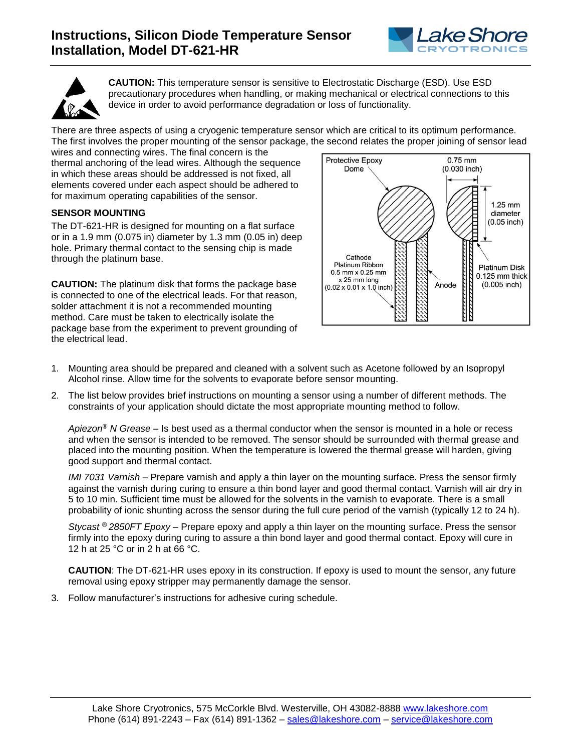# Instructions, Silicon Diode Temperature Sensor Installation, Model DT-621-HR

**CAUTION:** This temperature sensor is sensitive to Electrostatic Discharge (ESD). Use ESD precautionary procedures when handling, or making mechanical or electrical connections to this device in order to avoid performance degradation or loss of functionality.

There are three aspects of using a cryogenic temperature sensor which are critical to its optimum performance. The first involves the proper mounting of the sensor package, the second relates the proper joining of sensor lead wires and connecting wires. The final concern is the thermal anchoring of the lead wires. Although the sequence in which these areas should be addressed is not fixed, all elements covered under each aspect should be adhered to for maximum operating capabilities of the sensor.

Protective Epoxy Dome

0.75 mm (0.030 inch)

1.25 mm diameter (0.05 inch)

Cathode Platinum Ribbon 0.5 mm x 0.25 mm x 25 mm long (0.02 x 0.01 x 1.0 inch)

Anode

Platinum Disk 0.125 mm thick (0.005 inch)

## SENSOR MOUNTING

The DT-621-HR is designed for mounting on a flat surface or in a 1.9 mm (0.075 in) diameter by 1.3 mm (0.05 in) deep hole. Primary thermal contact to the sensing chip is made through the platinum base.

**CAUTION:** The platinum disk that forms the package base is connected to one of the electrical leads. For that reason, solder attachment it is not a recommended mounting method. Care must be taken to electrically isolate the package base from the experiment to prevent grounding of the electrical lead.

1. Mounting area should be prepared and cleaned with a solvent such as Acetone followed by an Isopropyl Alcohol rinse. Allow time for the solvents to evaporate before sensor mounting.
2. The list below provides brief instructions on mounting a sensor using a number of different methods. The constraints of your application should dictate the most appropriate mounting method to follow.

   *Apiezon® N Grease* – Is best used as a thermal conductor when the sensor is mounted in a hole or recess and when the sensor is intended to be removed. The sensor should be surrounded with thermal grease and placed into the mounting position. When the temperature is lowered the thermal grease will harden, giving good support and thermal contact.

   *IMI 7031 Varnish* – Prepare varnish and apply a thin layer on the mounting surface. Press the sensor firmly against the varnish during curing to ensure a thin bond layer and good thermal contact. Varnish will air dry in 5 to 10 min. Sufficient time must be allowed for the solvents in the varnish to evaporate. There is a small probability of ionic shunting across the sensor during the full cure period of the varnish (typically 12 to 24 h).

   *Stycast ® 2850FT Epoxy* – Prepare epoxy and apply a thin layer on the mounting surface. Press the sensor firmly into the epoxy during curing to assure a thin bond layer and good thermal contact. Epoxy will cure in 12 h at 25 °C or in 2 h at 66 °C.

   **CAUTION**: The DT-621-HR uses epoxy in its construction. If epoxy is used to mount the sensor, any future removal using epoxy stripper may permanently damage the sensor.
3. Follow manufacturer's instructions for adhesive curing schedule.

Lake Shore Cryotronics, 575 McCorkle Blvd. Westerville, OH 43082-8888 www.lakeshore.com
Phone (614) 891-2243 – Fax (614) 891-1362 – sales@lakeshore.com – service@lakeshore.com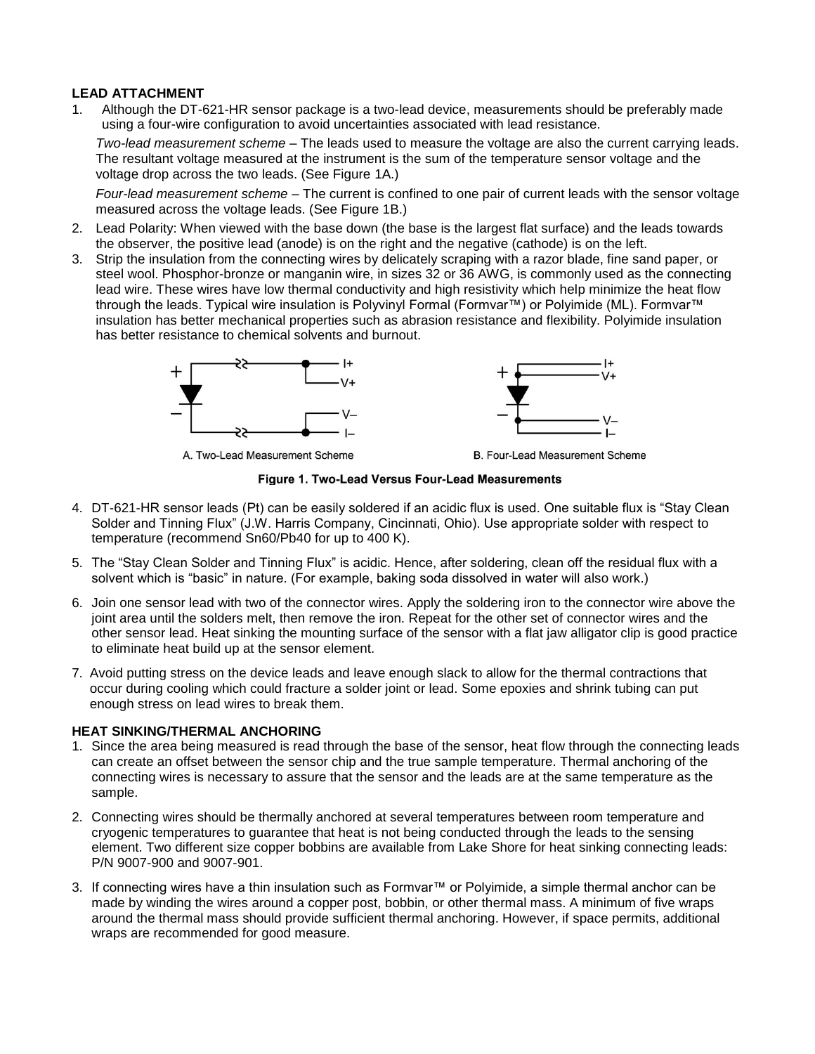**LEAD ATTACHMENT**

1. Although the DT-621-HR sensor package is a two-lead device, measurements should be preferably made using a four-wire configuration to avoid uncertainties associated with lead resistance.

   *Two-lead measurement scheme* – The leads used to measure the voltage are also the current carrying leads. The resultant voltage measured at the instrument is the sum of the temperature sensor voltage and the voltage drop across the two leads. (See Figure 1A.)

   *Four-lead measurement scheme* – The current is confined to one pair of current leads with the sensor voltage measured across the voltage leads. (See Figure 1B.)

2. Lead Polarity: When viewed with the base down (the base is the largest flat surface) and the leads towards the observer, the positive lead (anode) is on the right and the negative (cathode) is on the left.
3. Strip the insulation from the connecting wires by delicately scraping with a razor blade, fine sand paper, or steel wool. Phosphor-bronze or manganin wire, in sizes 32 or 36 AWG, is commonly used as the connecting lead wire. These wires have low thermal conductivity and high resistivity which help minimize the heat flow through the leads. Typical wire insulation is Polyvinyl Formal (Formvar™) or Polyimide (ML). Formvar™ insulation has better mechanical properties such as abrasion resistance and flexibility. Polyimide insulation has better resistance to chemical solvents and burnout.

A. Two-Lead Measurement Scheme

B. Four-Lead Measurement Scheme

**Figure 1. Two-Lead Versus Four-Lead Measurements**

4. DT-621-HR sensor leads (Pt) can be easily soldered if an acidic flux is used. One suitable flux is “Stay Clean Solder and Tinning Flux” (J.W. Harris Company, Cincinnati, Ohio). Use appropriate solder with respect to temperature (recommend Sn60/Pb40 for up to 400 K).
5. The “Stay Clean Solder and Tinning Flux” is acidic. Hence, after soldering, clean off the residual flux with a solvent which is “basic” in nature. (For example, baking soda dissolved in water will also work.)
6. Join one sensor lead with two of the connector wires. Apply the soldering iron to the connector wire above the joint area until the solders melt, then remove the iron. Repeat for the other set of connector wires and the other sensor lead. Heat sinking the mounting surface of the sensor with a flat jaw alligator clip is good practice to eliminate heat build up at the sensor element.
7. Avoid putting stress on the device leads and leave enough slack to allow for the thermal contractions that occur during cooling which could fracture a solder joint or lead. Some epoxies and shrink tubing can put enough stress on lead wires to break them.

**HEAT SINKING/THERMAL ANCHORING**

1. Since the area being measured is read through the base of the sensor, heat flow through the connecting leads can create an offset between the sensor chip and the true sample temperature. Thermal anchoring of the connecting wires is necessary to assure that the sensor and the leads are at the same temperature as the sample.
2. Connecting wires should be thermally anchored at several temperatures between room temperature and cryogenic temperatures to guarantee that heat is not being conducted through the leads to the sensing element. Two different size copper bobbins are available from Lake Shore for heat sinking connecting leads: P/N 9007-900 and 9007-901.
3. If connecting wires have a thin insulation such as Formvar™ or Polyimide, a simple thermal anchor can be made by winding the wires around a copper post, bobbin, or other thermal mass. A minimum of five wraps around the thermal mass should provide sufficient thermal anchoring. However, if space permits, additional wraps are recommended for good measure.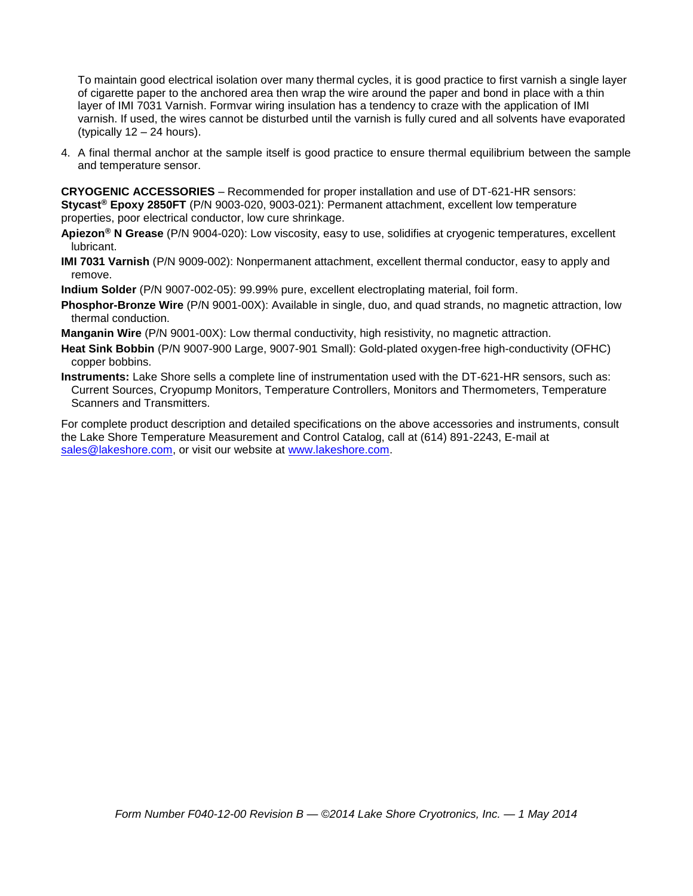To maintain good electrical isolation over many thermal cycles, it is good practice to first varnish a single layer of cigarette paper to the anchored area then wrap the wire around the paper and bond in place with a thin layer of IMI 7031 Varnish. Formvar wiring insulation has a tendency to craze with the application of IMI varnish. If used, the wires cannot be disturbed until the varnish is fully cured and all solvents have evaporated (typically 12 – 24 hours).

4. A final thermal anchor at the sample itself is good practice to ensure thermal equilibrium between the sample and temperature sensor.

**CRYOGENIC ACCESSORIES** – Recommended for proper installation and use of DT-621-HR sensors:

**Stycast® Epoxy 2850FT** (P/N 9003-020, 9003-021): Permanent attachment, excellent low temperature properties, poor electrical conductor, low cure shrinkage.

**Apiezon® N Grease** (P/N 9004-020): Low viscosity, easy to use, solidifies at cryogenic temperatures, excellent lubricant.

**IMI 7031 Varnish** (P/N 9009-002): Nonpermanent attachment, excellent thermal conductor, easy to apply and remove.

**Indium Solder** (P/N 9007-002-05): 99.99% pure, excellent electroplating material, foil form.

**Phosphor-Bronze Wire** (P/N 9001-00X): Available in single, duo, and quad strands, no magnetic attraction, low thermal conduction.

**Manganin Wire** (P/N 9001-00X): Low thermal conductivity, high resistivity, no magnetic attraction.

**Heat Sink Bobbin** (P/N 9007-900 Large, 9007-901 Small): Gold-plated oxygen-free high-conductivity (OFHC) copper bobbins.

**Instruments:** Lake Shore sells a complete line of instrumentation used with the DT-621-HR sensors, such as: Current Sources, Cryopump Monitors, Temperature Controllers, Monitors and Thermometers, Temperature Scanners and Transmitters.

For complete product description and detailed specifications on the above accessories and instruments, consult the Lake Shore Temperature Measurement and Control Catalog, call at (614) 891-2243, E-mail at sales@lakeshore.com, or visit our website at www.lakeshore.com.

*Form Number F040-12-00 Revision B — ©2014 Lake Shore Cryotronics, Inc. — 1 May 2014*